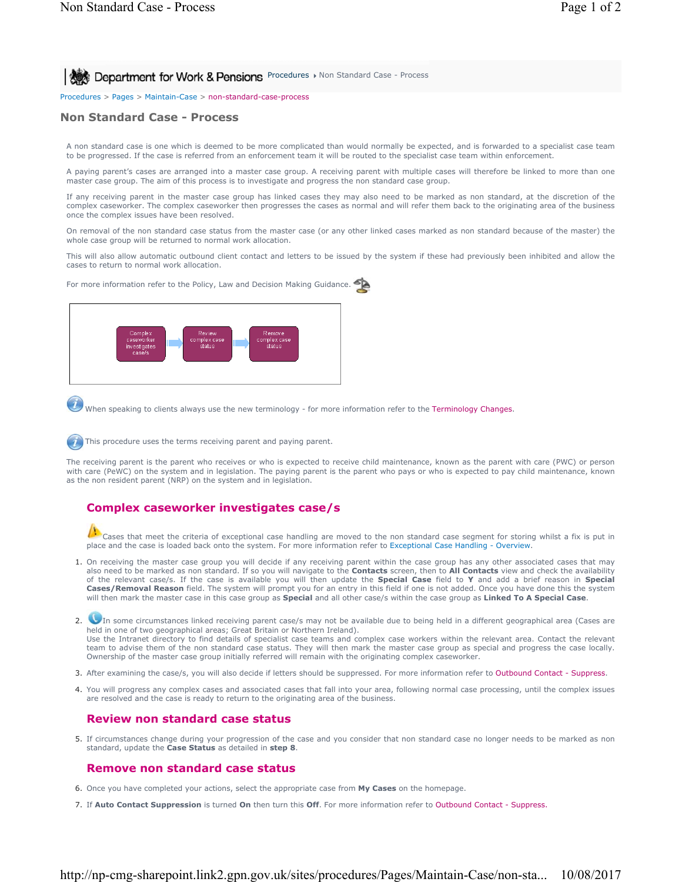Department for Work & Pensions Procedures ▸ Non Standard Case - Process

Procedures > Pages > Maintain-Case > non-standard-case-process

# Non Standard Case - Process

A non standard case is one which is deemed to be more complicated than would normally be expected, and is forwarded to a specialist case team to be progressed. If the case is referred from an enforcement team it will be routed to the specialist case team within enforcement.

A paying parent's cases are arranged into a master case group. A receiving parent with multiple cases will therefore be linked to more than one master case group. The aim of this process is to investigate and progress the non standard case group.

If any receiving parent in the master case group has linked cases they may also need to be marked as non standard, at the discretion of the complex caseworker. The complex caseworker then progresses the cases as normal and will refer them back to the originating area of the business once the complex issues have been resolved.

On removal of the non standard case status from the master case (or any other linked cases marked as non standard because of the master) the whole case group will be returned to normal work allocation.

This will also allow automatic outbound client contact and letters to be issued by the system if these had previously been inhibited and allow the cases to return to normal work allocation.

For more information refer to the Policy, Law and Decision Making Guidance.

Complex caseworker investigates case/s → Review complex case status → Remove complex case status

When speaking to clients always use the new terminology - for more information refer to the Terminology Changes.

This procedure uses the terms receiving parent and paying parent.

The receiving parent is the parent who receives or who is expected to receive child maintenance, known as the parent with care (PWC) or person with care (PeWC) on the system and in legislation. The paying parent is the parent who pays or who is expected to pay child maintenance, known as the non resident parent (NRP) on the system and in legislation.

## Complex caseworker investigates case/s

Cases that meet the criteria of exceptional case handling are moved to the non standard case segment for storing whilst a fix is put in place and the case is loaded back onto the system. For more information refer to Exceptional Case Handling - Overview.

1. On receiving the master case group you will decide if any receiving parent within the case group has any other associated cases that may also need to be marked as non standard. If so you will navigate to the **Contacts** screen, then to **All Contacts** view and check the availability of the relevant case/s. If the case is available you will then update the **Special Case** field to **Y** and add a brief reason in **Special Cases/Removal Reason** field. The system will prompt you for an entry in this field if one is not added. Once you have done this the system will then mark the master case in this case group as **Special** and all other case/s within the case group as **Linked To A Special Case**.
2. In some circumstances linked receiving parent case/s may not be available due to being held in a different geographical area (Cases are held in one of two geographical areas; Great Britain or Northern Ireland).
   Use the Intranet directory to find details of specialist case teams and complex case workers within the relevant area. Contact the relevant team to advise them of non standard case status. They will then mark the master case group as special and progress the case locally. Ownership of the master case group initially referred will remain with the originating complex caseworker.
3. After examining the case/s, you will also decide if letters should be suppressed. For more information refer to Outbound Contact - Suppress.
4. You will progress any complex cases and associated cases that fall into your area, following normal case processing, until the complex issues are resolved and the case is ready to return to the originating area of the business.

## Review non standard case status

5. If circumstances change during your progression of the case and you consider that non standard case no longer needs to be marked as non standard, update the **Case Status** as detailed in **step 8**.

## Remove non standard case status

6. Once you have completed your actions, select the appropriate case from **My Cases** on the homepage.
7. If **Auto Contact Suppression** is turned **On** then turn this **Off**. For more information refer to Outbound Contact - Suppress.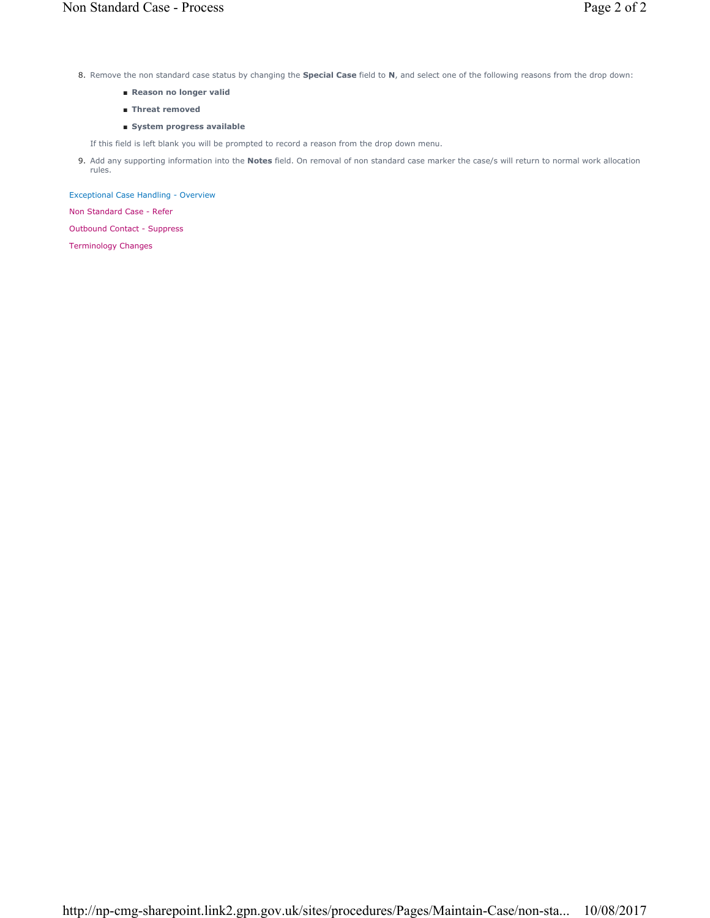8. Remove the non standard case status by changing the **Special Case** field to **N**, and select one of the following reasons from the drop down:
   - **Reason no longer valid**
   - **Threat removed**
   - **System progress available**

   If this field is left blank you will be prompted to record a reason from the drop down menu.

9. Add any supporting information into the **Notes** field. On removal of non standard case marker the case/s will return to normal work allocation rules.

Exceptional Case Handling - Overview

Non Standard Case - Refer

Outbound Contact - Suppress

Terminology Changes